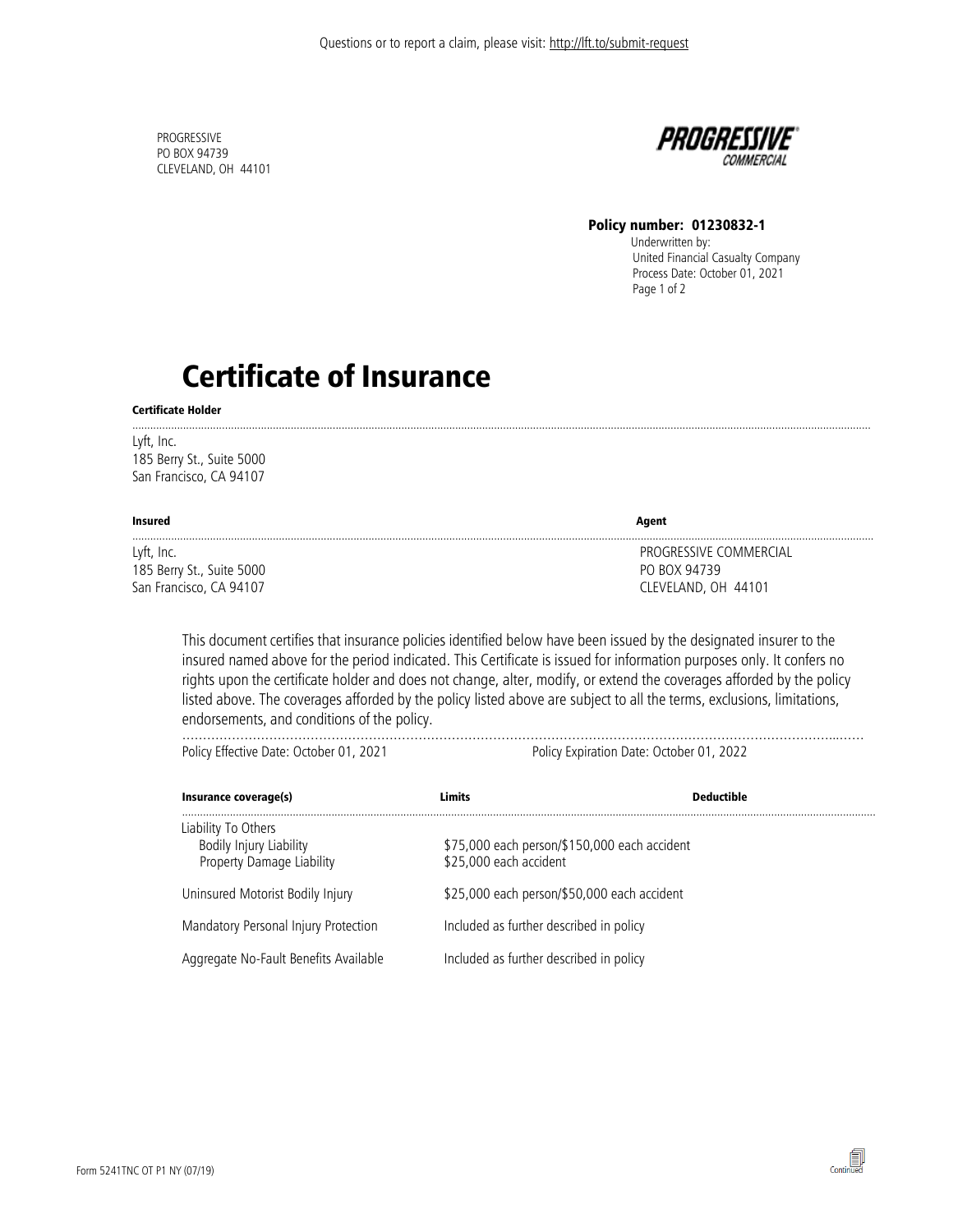Questions or to report a claim, please visit: http://lft.to/submit-request

PROGRESSIVE
PO BOX 94739
CLEVELAND, OH 44101

PROGRESSIVE
COMMERCIAL

**Policy number: 01230832-1**
Underwritten by:
United Financial Casualty Company
Process Date: October 01, 2021

# Certificate of Insurance

**Certificate Holder**

Lyft, Inc.
185 Berry St., Suite 5000
San Francisco, CA 94107

| **Insured** | **Agent** |
| --- | --- |
| Lyft, Inc.<br>185 Berry St., Suite 5000<br>San Francisco, CA 94107 | PROGRESSIVE COMMERCIAL<br>PO BOX 94739<br>CLEVELAND, OH 44101 |

This document certifies that insurance policies identified below have been issued by the designated insurer to the insured named above for the period indicated. This Certificate is issued for information purposes only. It confers no rights upon the certificate holder and does not change, alter, modify, or extend the coverages afforded by the policy listed above. The coverages afforded by the policy listed above are subject to all the terms, exclusions, limitations, endorsements, and conditions of the policy.

Policy Effective Date: October 01, 2021 Policy Expiration Date: October 01, 2022

| Insurance coverage(s) | Limits | Deductible |
| --- | --- | --- |
| Liability To Others | | |
| Bodily Injury Liability | $75,000 each person/$150,000 each accident | |
| Property Damage Liability | $25,000 each accident | |
| Uninsured Motorist Bodily Injury | $25,000 each person/$50,000 each accident | |
| Mandatory Personal Injury Protection | Included as further described in policy | |
| Aggregate No-Fault Benefits Available | Included as further described in policy | |

Form 5241TNC OT P1 NY (07/19)

Continued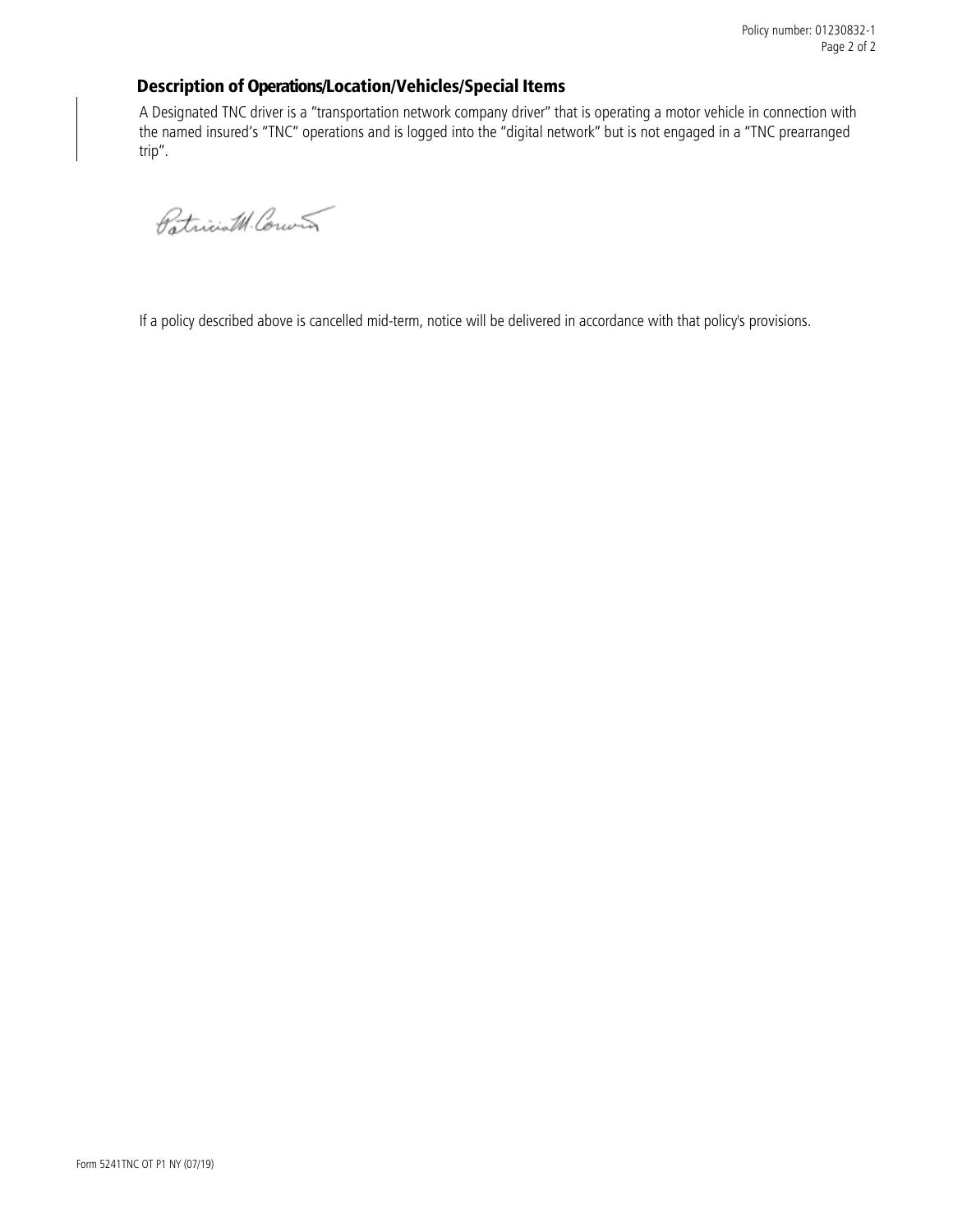## Description of Operations/Location/Vehicles/Special Items

A Designated TNC driver is a "transportation network company driver" that is operating a motor vehicle in connection with the named insured's "TNC" operations and is logged into the "digital network" but is not engaged in a "TNC prearranged trip".

If a policy described above is cancelled mid-term, notice will be delivered in accordance with that policy's provisions.

Form 5241TNC OT P1 NY (07/19)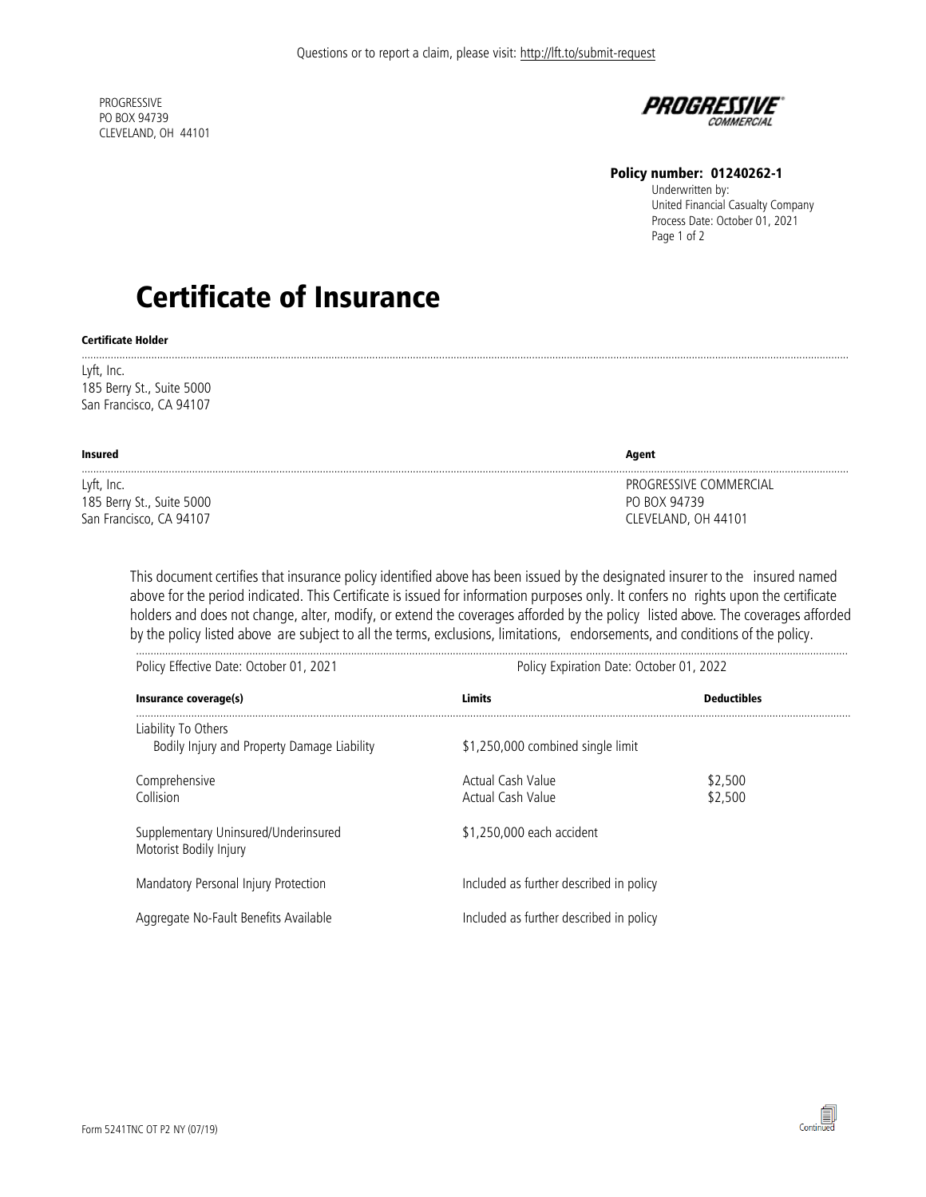Questions or to report a claim, please visit: http://lft.to/submit-request

PROGRESSIVE
PO BOX 94739
CLEVELAND, OH 44101

PROGRESSIVE COMMERCIAL

**Policy number: 01240262-1**
Underwritten by:
United Financial Casualty Company
Process Date: October 01, 2021

# Certificate of Insurance

**Certificate Holder**

Lyft, Inc.
185 Berry St., Suite 5000
San Francisco, CA 94107

| **Insured** | **Agent** |
|---|---|
| Lyft, Inc.<br>185 Berry St., Suite 5000<br>San Francisco, CA 94107 | PROGRESSIVE COMMERCIAL<br>PO BOX 94739<br>CLEVELAND, OH 44101 |

This document certifies that insurance policy identified above has been issued by the designated insurer to the insured named above for the period indicated. This Certificate is issued for information purposes only. It confers no rights upon the certificate holders and does not change, alter, modify, or extend the coverages afforded by the policy listed above. The coverages afforded by the policy listed above are subject to all the terms, exclusions, limitations, endorsements, and conditions of the policy.

Policy Effective Date: October 01, 2021 | Policy Expiration Date: October 01, 2022

| Insurance coverage(s) | Limits | Deductibles |
|---|---|---|
| Liability To Others<br>Bodily Injury and Property Damage Liability | $1,250,000 combined single limit | |
| Comprehensive | Actual Cash Value | $2,500 |
| Collision | Actual Cash Value | $2,500 |
| Supplementary Uninsured/Underinsured Motorist Bodily Injury | $1,250,000 each accident | |
| Mandatory Personal Injury Protection | Included as further described in policy | |
| Aggregate No-Fault Benefits Available | Included as further described in policy | |

Form 5241TNC OT P2 NY (07/19)

Continued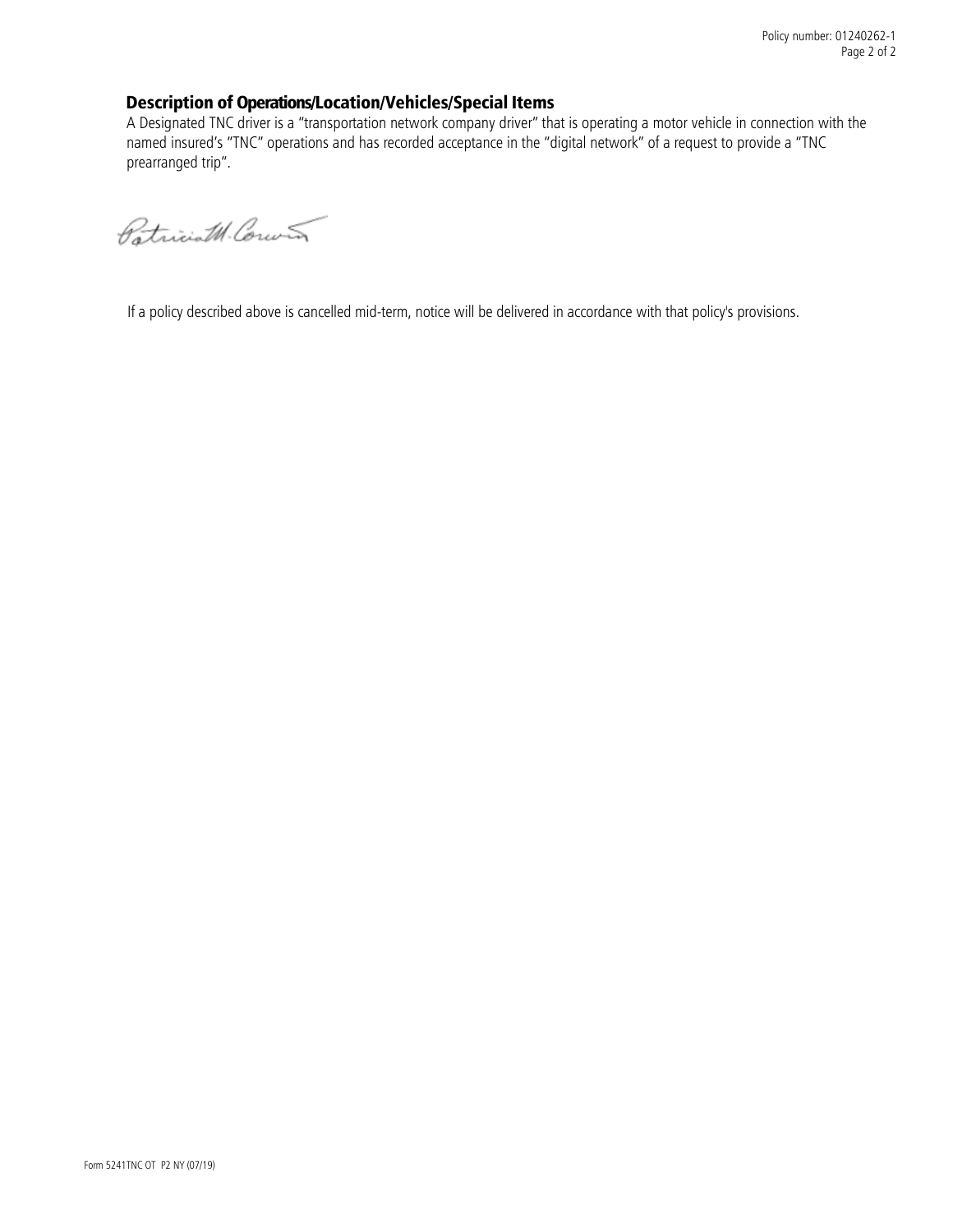### Description of Operations/Location/Vehicles/Special Items

A Designated TNC driver is a “transportation network company driver” that is operating a motor vehicle in connection with the named insured’s “TNC” operations and has recorded acceptance in the “digital network” of a request to provide a “TNC prearranged trip”.

If a policy described above is cancelled mid-term, notice will be delivered in accordance with that policy's provisions.

Form 5241TNC OT P2 NY (07/19)